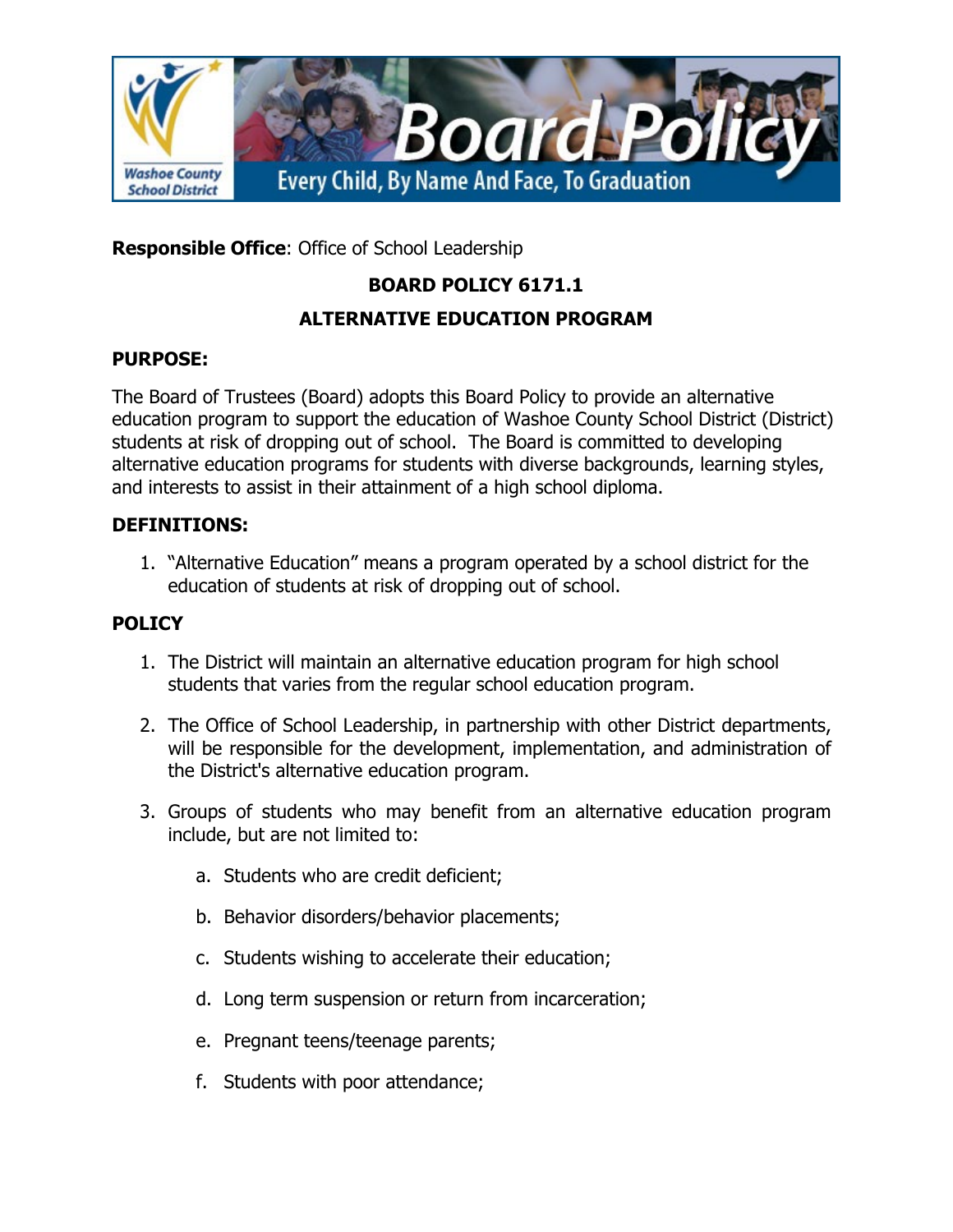Washoe County School District

# Board Policy

Every Child, By Name And Face, To Graduation

**Responsible Office**: Office of School Leadership

## BOARD POLICY 6171.1

## ALTERNATIVE EDUCATION PROGRAM

### PURPOSE:

The Board of Trustees (Board) adopts this Board Policy to provide an alternative education program to support the education of Washoe County School District (District) students at risk of dropping out of school. The Board is committed to developing alternative education programs for students with diverse backgrounds, learning styles, and interests to assist in their attainment of a high school diploma.

### DEFINITIONS:

1. "Alternative Education" means a program operated by a school district for the education of students at risk of dropping out of school.

### POLICY

1. The District will maintain an alternative education program for high school students that varies from the regular school education program.

2. The Office of School Leadership, in partnership with other District departments, will be responsible for the development, implementation, and administration of the District's alternative education program.

3. Groups of students who may benefit from an alternative education program include, but are not limited to:

   a. Students who are credit deficient;

   b. Behavior disorders/behavior placements;

   c. Students wishing to accelerate their education;

   d. Long term suspension or return from incarceration;

   e. Pregnant teens/teenage parents;

   f. Students with poor attendance;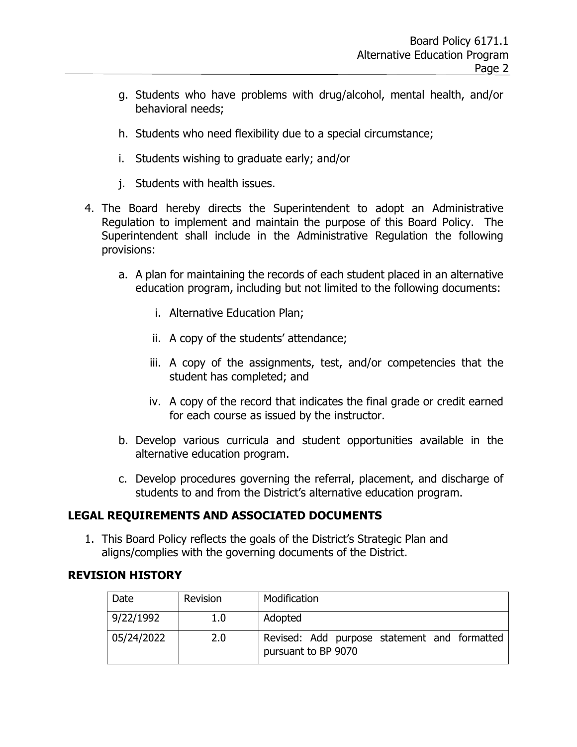g. Students who have problems with drug/alcohol, mental health, and/or behavioral needs;

h. Students who need flexibility due to a special circumstance;

i. Students wishing to graduate early; and/or

j. Students with health issues.

4. The Board hereby directs the Superintendent to adopt an Administrative Regulation to implement and maintain the purpose of this Board Policy. The Superintendent shall include in the Administrative Regulation the following provisions:

   a. A plan for maintaining the records of each student placed in an alternative education program, including but not limited to the following documents:

      i. Alternative Education Plan;

      ii. A copy of the students' attendance;

      iii. A copy of the assignments, test, and/or competencies that the student has completed; and

      iv. A copy of the record that indicates the final grade or credit earned for each course as issued by the instructor.

   b. Develop various curricula and student opportunities available in the alternative education program.

   c. Develop procedures governing the referral, placement, and discharge of students to and from the District's alternative education program.

## LEGAL REQUIREMENTS AND ASSOCIATED DOCUMENTS

1. This Board Policy reflects the goals of the District's Strategic Plan and aligns/complies with the governing documents of the District.

## REVISION HISTORY

| Date | Revision | Modification |
|---|---|---|
| 9/22/1992 | 1.0 | Adopted |
| 05/24/2022 | 2.0 | Revised: Add purpose statement and formatted pursuant to BP 9070 |